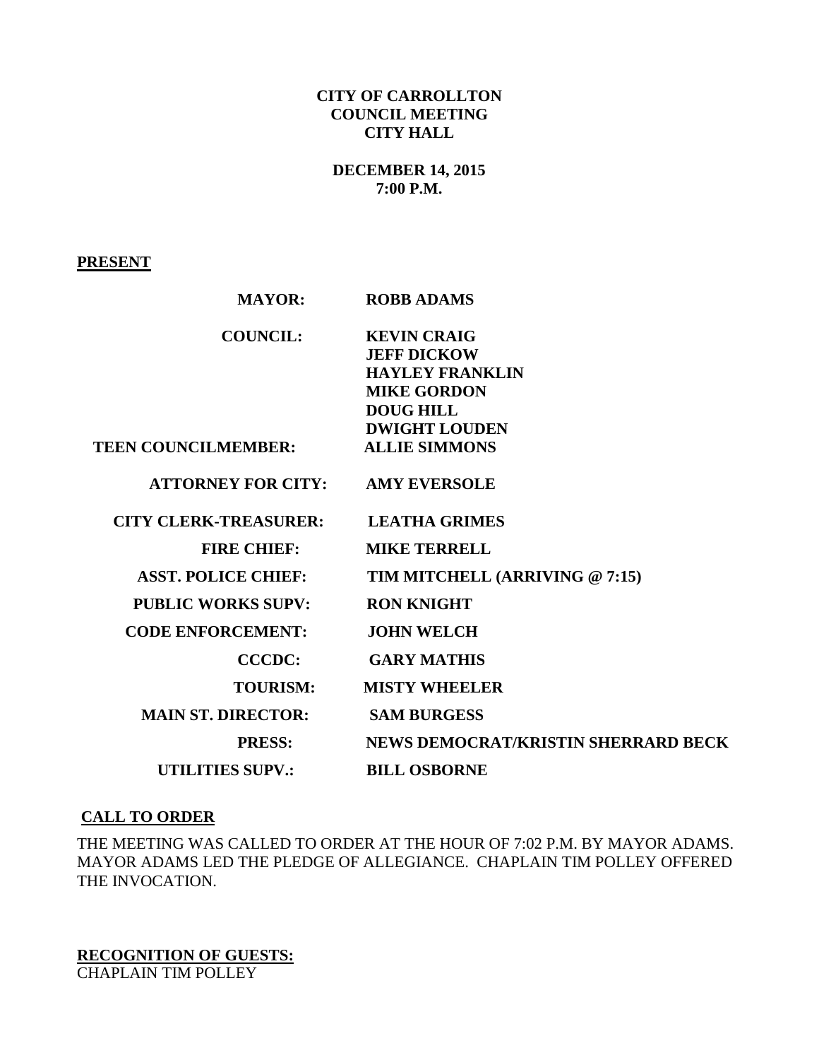**CITY OF CARROLLTON**
**COUNCIL MEETING**
**CITY HALL**

**DECEMBER 14, 2015**
**7:00 P.M.**

**PRESENT**

| | |
|---|---|
| **MAYOR:** | **ROBB ADAMS** |
| **COUNCIL:** | **KEVIN CRAIG** |
| | **JEFF DICKOW** |
| | **HAYLEY FRANKLIN** |
| | **MIKE GORDON** |
| | **DOUG HILL** |
| | **DWIGHT LOUDEN** |
| **TEEN COUNCILMEMBER:** | **ALLIE SIMMONS** |
| **ATTORNEY FOR CITY:** | **AMY EVERSOLE** |
| **CITY CLERK-TREASURER:** | **LEATHA GRIMES** |
| **FIRE CHIEF:** | **MIKE TERRELL** |
| **ASST. POLICE CHIEF:** | **TIM MITCHELL (ARRIVING @ 7:15)** |
| **PUBLIC WORKS SUPV:** | **RON KNIGHT** |
| **CODE ENFORCEMENT:** | **JOHN WELCH** |
| **CCCDC:** | **GARY MATHIS** |
| **TOURISM:** | **MISTY WHEELER** |
| **MAIN ST. DIRECTOR:** | **SAM BURGESS** |
| **PRESS:** | **NEWS DEMOCRAT/KRISTIN SHERRARD BECK** |
| **UTILITIES SUPV.:** | **BILL OSBORNE** |

**CALL TO ORDER**

THE MEETING WAS CALLED TO ORDER AT THE HOUR OF 7:02 P.M. BY MAYOR ADAMS. MAYOR ADAMS LED THE PLEDGE OF ALLEGIANCE. CHAPLAIN TIM POLLEY OFFERED THE INVOCATION.

**RECOGNITION OF GUESTS:**
CHAPLAIN TIM POLLEY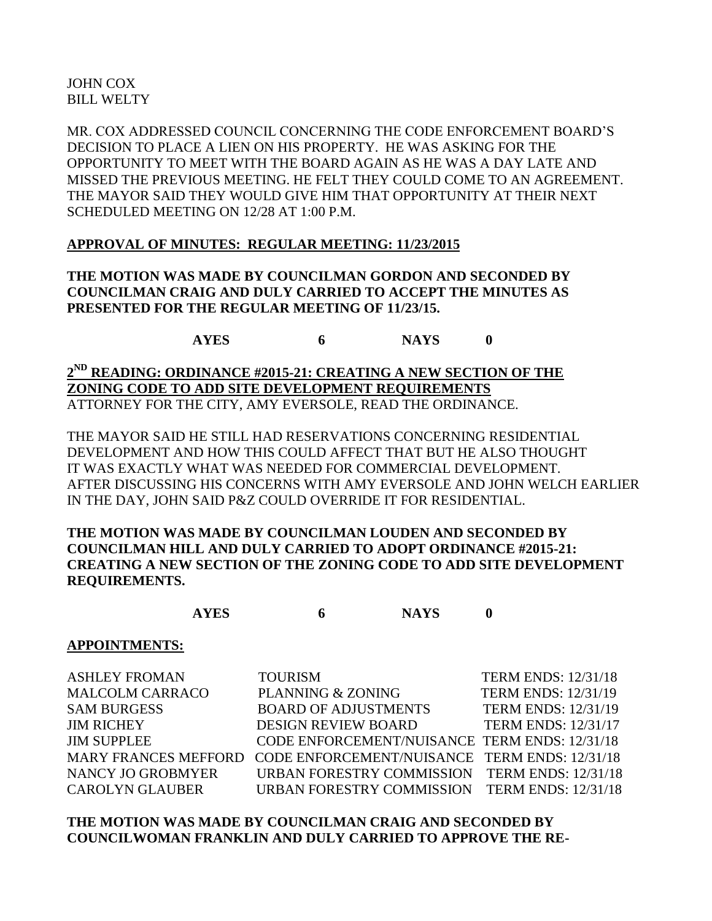JOHN COX
BILL WELTY

MR. COX ADDRESSED COUNCIL CONCERNING THE CODE ENFORCEMENT BOARD'S DECISION TO PLACE A LIEN ON HIS PROPERTY. HE WAS ASKING FOR THE OPPORTUNITY TO MEET WITH THE BOARD AGAIN AS HE WAS A DAY LATE AND MISSED THE PREVIOUS MEETING. HE FELT THEY COULD COME TO AN AGREEMENT. THE MAYOR SAID THEY WOULD GIVE HIM THAT OPPORTUNITY AT THEIR NEXT SCHEDULED MEETING ON 12/28 AT 1:00 P.M.

**APPROVAL OF MINUTES: REGULAR MEETING: 11/23/2015**

**THE MOTION WAS MADE BY COUNCILMAN GORDON AND SECONDED BY COUNCILMAN CRAIG AND DULY CARRIED TO ACCEPT THE MINUTES AS PRESENTED FOR THE REGULAR MEETING OF 11/23/15.**

**AYES 6 NAYS 0**

**2ND READING: ORDINANCE #2015-21: CREATING A NEW SECTION OF THE ZONING CODE TO ADD SITE DEVELOPMENT REQUIREMENTS**

ATTORNEY FOR THE CITY, AMY EVERSOLE, READ THE ORDINANCE.

THE MAYOR SAID HE STILL HAD RESERVATIONS CONCERNING RESIDENTIAL DEVELOPMENT AND HOW THIS COULD AFFECT THAT BUT HE ALSO THOUGHT IT WAS EXACTLY WHAT WAS NEEDED FOR COMMERCIAL DEVELOPMENT. AFTER DISCUSSING HIS CONCERNS WITH AMY EVERSOLE AND JOHN WELCH EARLIER IN THE DAY, JOHN SAID P&Z COULD OVERRIDE IT FOR RESIDENTIAL.

**THE MOTION WAS MADE BY COUNCILMAN LOUDEN AND SECONDED BY COUNCILMAN HILL AND DULY CARRIED TO ADOPT ORDINANCE #2015-21: CREATING A NEW SECTION OF THE ZONING CODE TO ADD SITE DEVELOPMENT REQUIREMENTS.**

**AYES 6 NAYS 0**

**APPOINTMENTS:**

| | | |
|---|---|---|
| ASHLEY FROMAN | TOURISM | TERM ENDS: 12/31/18 |
| MALCOLM CARRACO | PLANNING & ZONING | TERM ENDS: 12/31/19 |
| SAM BURGESS | BOARD OF ADJUSTMENTS | TERM ENDS: 12/31/19 |
| JIM RICHEY | DESIGN REVIEW BOARD | TERM ENDS: 12/31/17 |
| JIM SUPPLEE | CODE ENFORCEMENT/NUISANCE | TERM ENDS: 12/31/18 |
| MARY FRANCES MEFFORD | CODE ENFORCEMENT/NUISANCE | TERM ENDS: 12/31/18 |
| NANCY JO GROBMYER | URBAN FORESTRY COMMISSION | TERM ENDS: 12/31/18 |
| CAROLYN GLAUBER | URBAN FORESTRY COMMISSION | TERM ENDS: 12/31/18 |

**THE MOTION WAS MADE BY COUNCILMAN CRAIG AND SECONDED BY COUNCILWOMAN FRANKLIN AND DULY CARRIED TO APPROVE THE RE-**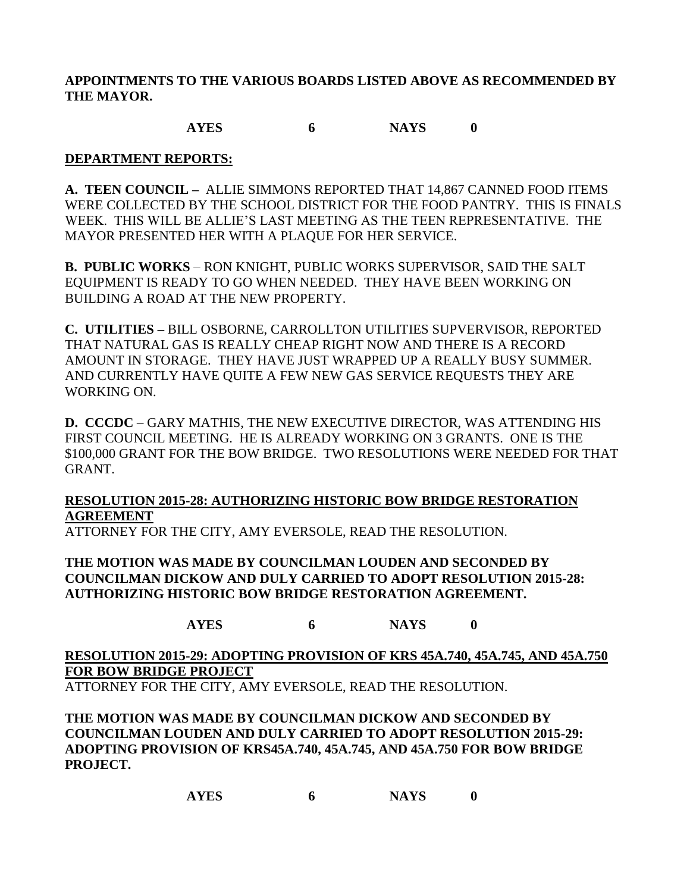**APPOINTMENTS TO THE VARIOUS BOARDS LISTED ABOVE AS RECOMMENDED BY THE MAYOR.**

**AYES 6 NAYS 0**

**DEPARTMENT REPORTS:**

**A. TEEN COUNCIL –** ALLIE SIMMONS REPORTED THAT 14,867 CANNED FOOD ITEMS WERE COLLECTED BY THE SCHOOL DISTRICT FOR THE FOOD PANTRY. THIS IS FINALS WEEK. THIS WILL BE ALLIE'S LAST MEETING AS THE TEEN REPRESENTATIVE. THE MAYOR PRESENTED HER WITH A PLAQUE FOR HER SERVICE.

**B. PUBLIC WORKS** – RON KNIGHT, PUBLIC WORKS SUPERVISOR, SAID THE SALT EQUIPMENT IS READY TO GO WHEN NEEDED. THEY HAVE BEEN WORKING ON BUILDING A ROAD AT THE NEW PROPERTY.

**C. UTILITIES –** BILL OSBORNE, CARROLLTON UTILITIES SUPVERVISOR, REPORTED THAT NATURAL GAS IS REALLY CHEAP RIGHT NOW AND THERE IS A RECORD AMOUNT IN STORAGE. THEY HAVE JUST WRAPPED UP A REALLY BUSY SUMMER. AND CURRENTLY HAVE QUITE A FEW NEW GAS SERVICE REQUESTS THEY ARE WORKING ON.

**D. CCCDC** – GARY MATHIS, THE NEW EXECUTIVE DIRECTOR, WAS ATTENDING HIS FIRST COUNCIL MEETING. HE IS ALREADY WORKING ON 3 GRANTS. ONE IS THE $100,000 GRANT FOR THE BOW BRIDGE. TWO RESOLUTIONS WERE NEEDED FOR THAT GRANT.

**RESOLUTION 2015-28: AUTHORIZING HISTORIC BOW BRIDGE RESTORATION AGREEMENT**

ATTORNEY FOR THE CITY, AMY EVERSOLE, READ THE RESOLUTION.

**THE MOTION WAS MADE BY COUNCILMAN LOUDEN AND SECONDED BY COUNCILMAN DICKOW AND DULY CARRIED TO ADOPT RESOLUTION 2015-28: AUTHORIZING HISTORIC BOW BRIDGE RESTORATION AGREEMENT.**

**AYES 6 NAYS 0**

**RESOLUTION 2015-29: ADOPTING PROVISION OF KRS 45A.740, 45A.745, AND 45A.750 FOR BOW BRIDGE PROJECT**

ATTORNEY FOR THE CITY, AMY EVERSOLE, READ THE RESOLUTION.

**THE MOTION WAS MADE BY COUNCILMAN DICKOW AND SECONDED BY COUNCILMAN LOUDEN AND DULY CARRIED TO ADOPT RESOLUTION 2015-29: ADOPTING PROVISION OF KRS45A.740, 45A.745, AND 45A.750 FOR BOW BRIDGE PROJECT.**

**AYES 6 NAYS 0**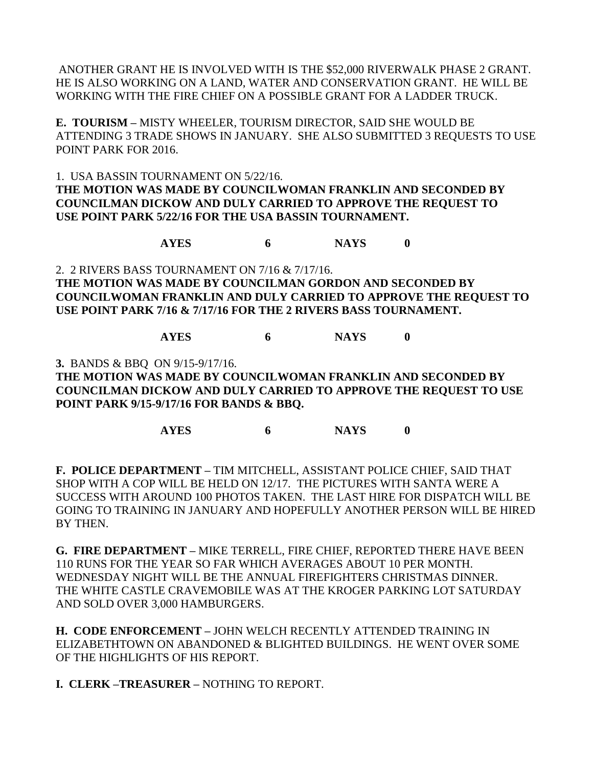ANOTHER GRANT HE IS INVOLVED WITH IS THE $52,000 RIVERWALK PHASE 2 GRANT. HE IS ALSO WORKING ON A LAND, WATER AND CONSERVATION GRANT. HE WILL BE WORKING WITH THE FIRE CHIEF ON A POSSIBLE GRANT FOR A LADDER TRUCK.

**E. TOURISM –** MISTY WHEELER, TOURISM DIRECTOR, SAID SHE WOULD BE ATTENDING 3 TRADE SHOWS IN JANUARY. SHE ALSO SUBMITTED 3 REQUESTS TO USE POINT PARK FOR 2016.

1. USA BASSIN TOURNAMENT ON 5/22/16.
**THE MOTION WAS MADE BY COUNCILWOMAN FRANKLIN AND SECONDED BY COUNCILMAN DICKOW AND DULY CARRIED TO APPROVE THE REQUEST TO USE POINT PARK 5/22/16 FOR THE USA BASSIN TOURNAMENT.**

**AYES 6 NAYS 0**

2. 2 RIVERS BASS TOURNAMENT ON 7/16 & 7/17/16.
**THE MOTION WAS MADE BY COUNCILMAN GORDON AND SECONDED BY COUNCILWOMAN FRANKLIN AND DULY CARRIED TO APPROVE THE REQUEST TO USE POINT PARK 7/16 & 7/17/16 FOR THE 2 RIVERS BASS TOURNAMENT.**

**AYES 6 NAYS 0**

**3.** BANDS & BBQ ON 9/15-9/17/16.
**THE MOTION WAS MADE BY COUNCILWOMAN FRANKLIN AND SECONDED BY COUNCILMAN DICKOW AND DULY CARRIED TO APPROVE THE REQUEST TO USE POINT PARK 9/15-9/17/16 FOR BANDS & BBQ.**

**AYES 6 NAYS 0**

**F. POLICE DEPARTMENT –** TIM MITCHELL, ASSISTANT POLICE CHIEF, SAID THAT SHOP WITH A COP WILL BE HELD ON 12/17. THE PICTURES WITH SANTA WERE A SUCCESS WITH AROUND 100 PHOTOS TAKEN. THE LAST HIRE FOR DISPATCH WILL BE GOING TO TRAINING IN JANUARY AND HOPEFULLY ANOTHER PERSON WILL BE HIRED BY THEN.

**G. FIRE DEPARTMENT –** MIKE TERRELL, FIRE CHIEF, REPORTED THERE HAVE BEEN 110 RUNS FOR THE YEAR SO FAR WHICH AVERAGES ABOUT 10 PER MONTH. WEDNESDAY NIGHT WILL BE THE ANNUAL FIREFIGHTERS CHRISTMAS DINNER. THE WHITE CASTLE CRAVEMOBILE WAS AT THE KROGER PARKING LOT SATURDAY AND SOLD OVER 3,000 HAMBURGERS.

**H. CODE ENFORCEMENT –** JOHN WELCH RECENTLY ATTENDED TRAINING IN ELIZABETHTOWN ON ABANDONED & BLIGHTED BUILDINGS. HE WENT OVER SOME OF THE HIGHLIGHTS OF HIS REPORT.

**I. CLERK –TREASURER –** NOTHING TO REPORT.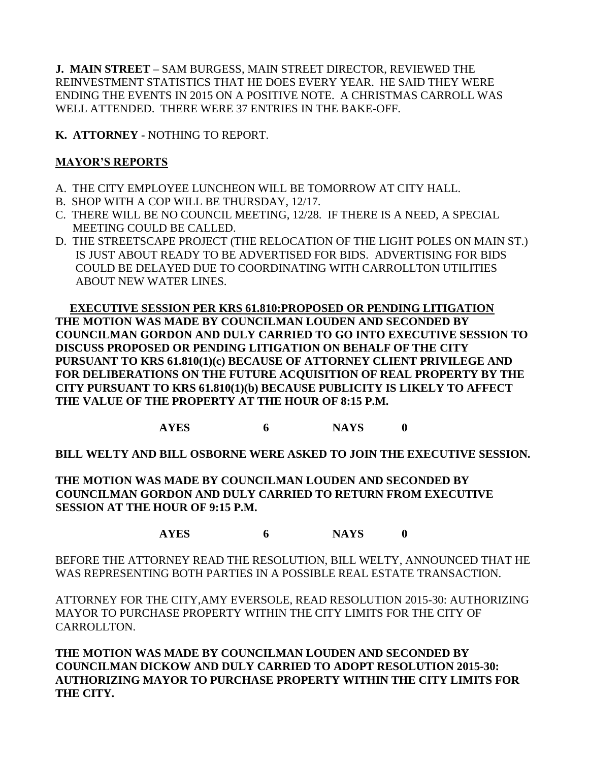**J. MAIN STREET –** SAM BURGESS, MAIN STREET DIRECTOR, REVIEWED THE REINVESTMENT STATISTICS THAT HE DOES EVERY YEAR. HE SAID THEY WERE ENDING THE EVENTS IN 2015 ON A POSITIVE NOTE. A CHRISTMAS CARROLL WAS WELL ATTENDED. THERE WERE 37 ENTRIES IN THE BAKE-OFF.

**K. ATTORNEY -** NOTHING TO REPORT.

**MAYOR'S REPORTS**

A. THE CITY EMPLOYEE LUNCHEON WILL BE TOMORROW AT CITY HALL.
B. SHOP WITH A COP WILL BE THURSDAY, 12/17.
C. THERE WILL BE NO COUNCIL MEETING, 12/28. IF THERE IS A NEED, A SPECIAL MEETING COULD BE CALLED.
D. THE STREETSCAPE PROJECT (THE RELOCATION OF THE LIGHT POLES ON MAIN ST.) IS JUST ABOUT READY TO BE ADVERTISED FOR BIDS. ADVERTISING FOR BIDS COULD BE DELAYED DUE TO COORDINATING WITH CARROLLTON UTILITIES ABOUT NEW WATER LINES.

**EXECUTIVE SESSION PER KRS 61.810:PROPOSED OR PENDING LITIGATION**

**THE MOTION WAS MADE BY COUNCILMAN LOUDEN AND SECONDED BY COUNCILMAN GORDON AND DULY CARRIED TO GO INTO EXECUTIVE SESSION TO DISCUSS PROPOSED OR PENDING LITIGATION ON BEHALF OF THE CITY PURSUANT TO KRS 61.810(1)(c) BECAUSE OF ATTORNEY CLIENT PRIVILEGE AND FOR DELIBERATIONS ON THE FUTURE ACQUISITION OF REAL PROPERTY BY THE CITY PURSUANT TO KRS 61.810(1)(b) BECAUSE PUBLICITY IS LIKELY TO AFFECT THE VALUE OF THE PROPERTY AT THE HOUR OF 8:15 P.M.**

**AYES 6 NAYS 0**

**BILL WELTY AND BILL OSBORNE WERE ASKED TO JOIN THE EXECUTIVE SESSION.**

**THE MOTION WAS MADE BY COUNCILMAN LOUDEN AND SECONDED BY COUNCILMAN GORDON AND DULY CARRIED TO RETURN FROM EXECUTIVE SESSION AT THE HOUR OF 9:15 P.M.**

**AYES 6 NAYS 0**

BEFORE THE ATTORNEY READ THE RESOLUTION, BILL WELTY, ANNOUNCED THAT HE WAS REPRESENTING BOTH PARTIES IN A POSSIBLE REAL ESTATE TRANSACTION.

ATTORNEY FOR THE CITY,AMY EVERSOLE, READ RESOLUTION 2015-30: AUTHORIZING MAYOR TO PURCHASE PROPERTY WITHIN THE CITY LIMITS FOR THE CITY OF CARROLLTON.

**THE MOTION WAS MADE BY COUNCILMAN LOUDEN AND SECONDED BY COUNCILMAN DICKOW AND DULY CARRIED TO ADOPT RESOLUTION 2015-30: AUTHORIZING MAYOR TO PURCHASE PROPERTY WITHIN THE CITY LIMITS FOR THE CITY.**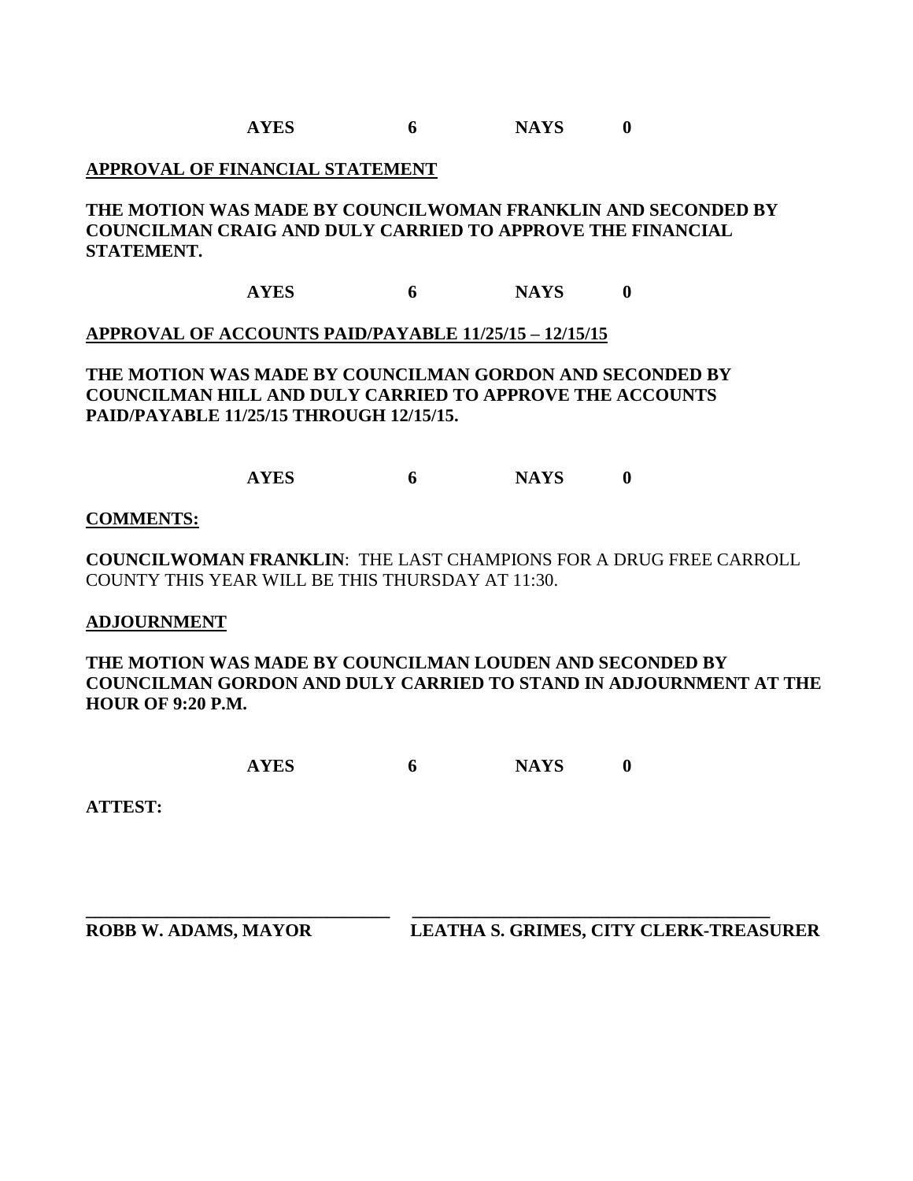**AYES 6 NAYS 0**

**APPROVAL OF FINANCIAL STATEMENT**

**THE MOTION WAS MADE BY COUNCILWOMAN FRANKLIN AND SECONDED BY COUNCILMAN CRAIG AND DULY CARRIED TO APPROVE THE FINANCIAL STATEMENT.**

**AYES 6 NAYS 0**

**APPROVAL OF ACCOUNTS PAID/PAYABLE 11/25/15 – 12/15/15**

**THE MOTION WAS MADE BY COUNCILMAN GORDON AND SECONDED BY COUNCILMAN HILL AND DULY CARRIED TO APPROVE THE ACCOUNTS PAID/PAYABLE 11/25/15 THROUGH 12/15/15.**

**AYES 6 NAYS 0**

**COMMENTS:**

**COUNCILWOMAN FRANKLIN**: THE LAST CHAMPIONS FOR A DRUG FREE CARROLL COUNTY THIS YEAR WILL BE THIS THURSDAY AT 11:30.

**ADJOURNMENT**

**THE MOTION WAS MADE BY COUNCILMAN LOUDEN AND SECONDED BY COUNCILMAN GORDON AND DULY CARRIED TO STAND IN ADJOURNMENT AT THE HOUR OF 9:20 P.M.**

**AYES 6 NAYS 0**

**ATTEST:**

**ROBB W. ADAMS, MAYOR**

**LEATHA S. GRIMES, CITY CLERK-TREASURER**